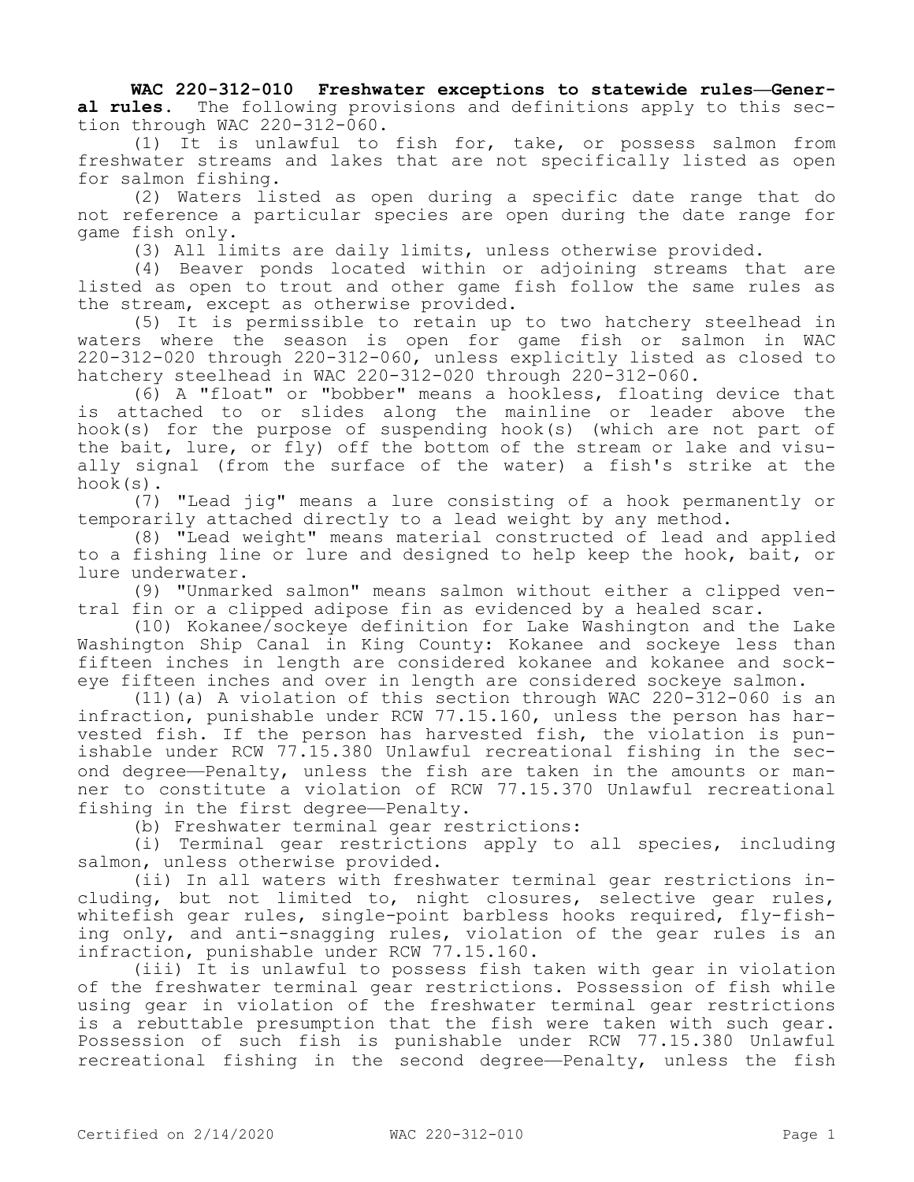**WAC 220-312-010 Freshwater exceptions to statewide rules—General rules.** The following provisions and definitions apply to this section through WAC 220-312-060.

(1) It is unlawful to fish for, take, or possess salmon from freshwater streams and lakes that are not specifically listed as open for salmon fishing.

(2) Waters listed as open during a specific date range that do not reference a particular species are open during the date range for game fish only.

(3) All limits are daily limits, unless otherwise provided.

(4) Beaver ponds located within or adjoining streams that are listed as open to trout and other game fish follow the same rules as the stream, except as otherwise provided.

(5) It is permissible to retain up to two hatchery steelhead in waters where the season is open for game fish or salmon in WAC 220-312-020 through 220-312-060, unless explicitly listed as closed to hatchery steelhead in WAC 220-312-020 through 220-312-060.

(6) A "float" or "bobber" means a hookless, floating device that is attached to or slides along the mainline or leader above the hook(s) for the purpose of suspending hook(s) (which are not part of the bait, lure, or fly) off the bottom of the stream or lake and visually signal (from the surface of the water) a fish's strike at the hook(s).

(7) "Lead jig" means a lure consisting of a hook permanently or temporarily attached directly to a lead weight by any method.

(8) "Lead weight" means material constructed of lead and applied to a fishing line or lure and designed to help keep the hook, bait, or lure underwater.

(9) "Unmarked salmon" means salmon without either a clipped ventral fin or a clipped adipose fin as evidenced by a healed scar.

(10) Kokanee/sockeye definition for Lake Washington and the Lake Washington Ship Canal in King County: Kokanee and sockeye less than fifteen inches in length are considered kokanee and kokanee and sockeye fifteen inches and over in length are considered sockeye salmon.

(11)(a) A violation of this section through WAC 220-312-060 is an infraction, punishable under RCW 77.15.160, unless the person has harvested fish. If the person has harvested fish, the violation is punishable under RCW 77.15.380 Unlawful recreational fishing in the second degree—Penalty, unless the fish are taken in the amounts or manner to constitute a violation of RCW 77.15.370 Unlawful recreational fishing in the first degree—Penalty.

(b) Freshwater terminal gear restrictions:

(i) Terminal gear restrictions apply to all species, including salmon, unless otherwise provided.

(ii) In all waters with freshwater terminal gear restrictions including, but not limited to, night closures, selective gear rules, whitefish gear rules, single-point barbless hooks required, fly-fishing only, and anti-snagging rules, violation of the gear rules is an infraction, punishable under RCW 77.15.160.

(iii) It is unlawful to possess fish taken with gear in violation of the freshwater terminal gear restrictions. Possession of fish while using gear in violation of the freshwater terminal gear restrictions is a rebuttable presumption that the fish were taken with such gear. Possession of such fish is punishable under RCW 77.15.380 Unlawful recreational fishing in the second degree—Penalty, unless the fish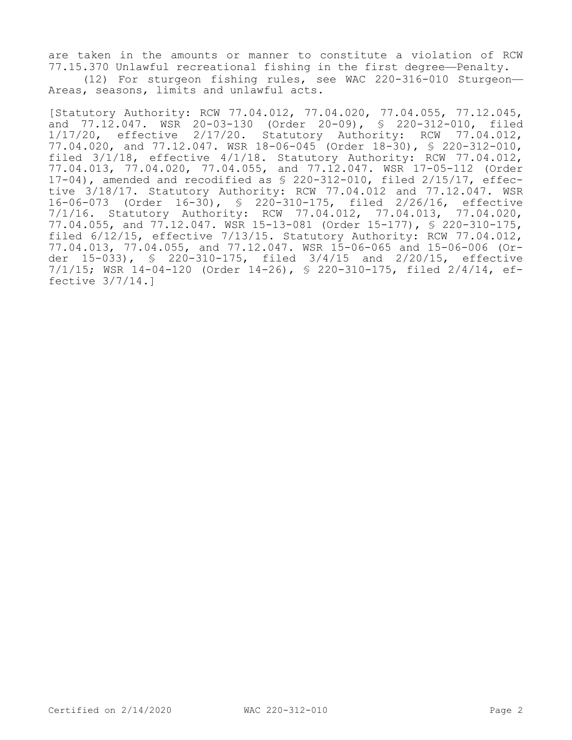are taken in the amounts or manner to constitute a violation of RCW 77.15.370 Unlawful recreational fishing in the first degree—Penalty.

(12) For sturgeon fishing rules, see WAC 220-316-010 Sturgeon—Areas, seasons, limits and unlawful acts.

[Statutory Authority: RCW 77.04.012, 77.04.020, 77.04.055, 77.12.045, and 77.12.047. WSR 20-03-130 (Order 20-09), § 220-312-010, filed 1/17/20, effective 2/17/20. Statutory Authority: RCW 77.04.012, 77.04.020, and 77.12.047. WSR 18-06-045 (Order 18-30), § 220-312-010, filed 3/1/18, effective 4/1/18. Statutory Authority: RCW 77.04.012, 77.04.013, 77.04.020, 77.04.055, and 77.12.047. WSR 17-05-112 (Order 17-04), amended and recodified as § 220-312-010, filed 2/15/17, effective 3/18/17. Statutory Authority: RCW 77.04.012 and 77.12.047. WSR 16-06-073 (Order 16-30), § 220-310-175, filed 2/26/16, effective 7/1/16. Statutory Authority: RCW 77.04.012, 77.04.013, 77.04.020, 77.04.055, and 77.12.047. WSR 15-13-081 (Order 15-177), § 220-310-175, filed 6/12/15, effective 7/13/15. Statutory Authority: RCW 77.04.012, 77.04.013, 77.04.055, and 77.12.047. WSR 15-06-065 and 15-06-006 (Order 15-033), § 220-310-175, filed 3/4/15 and 2/20/15, effective 7/1/15; WSR 14-04-120 (Order 14-26), § 220-310-175, filed 2/4/14, effective 3/7/14.]